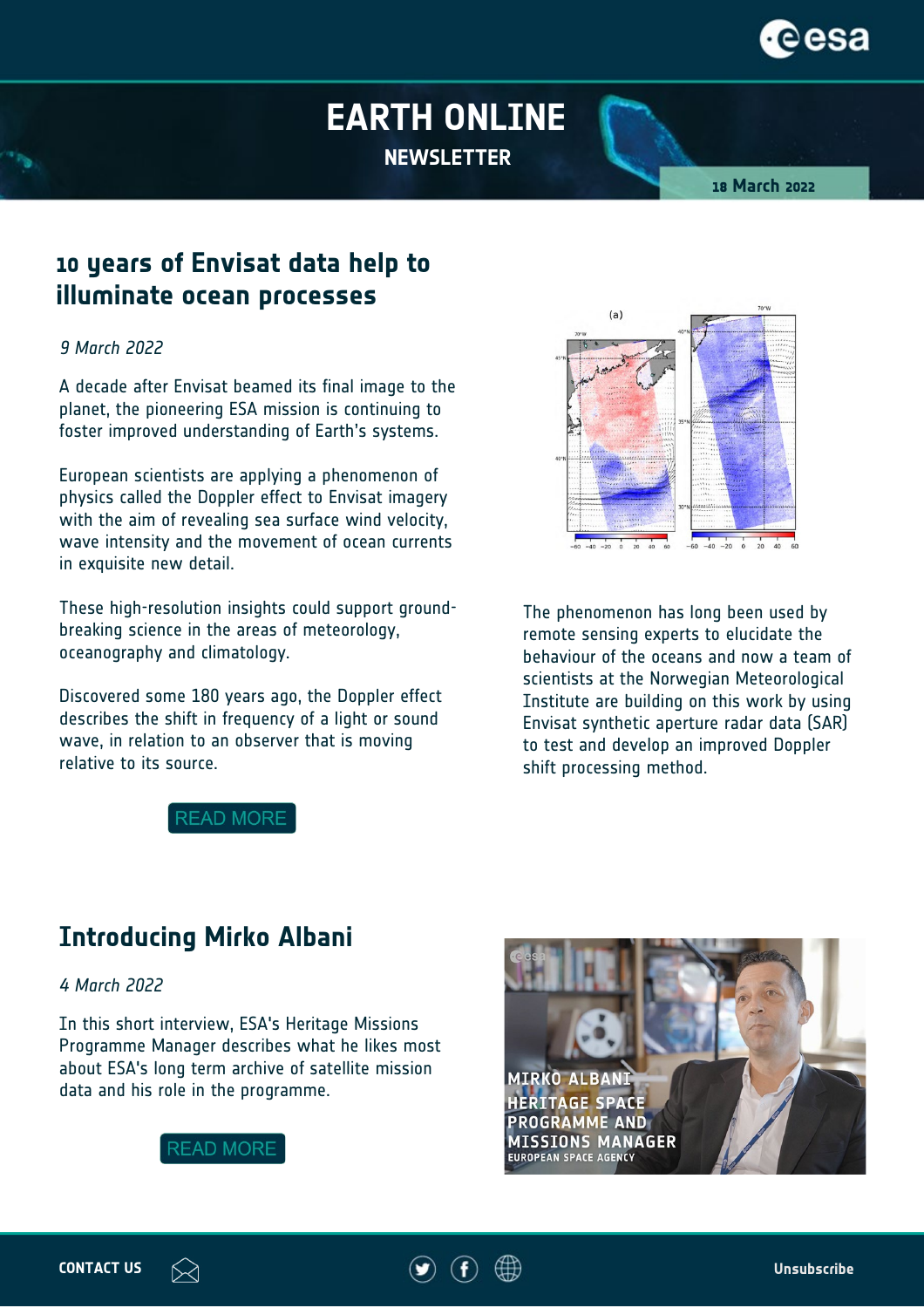# EARTH ONLINE

NEWSLETTER

18 March 2022

## 10 years of Envisat data help to illuminate ocean processes

*9 March 2022*

A decade after Envisat beamed its final image to the planet, the pioneering ESA mission is continuing to foster improved understanding of Earth's systems.

European scientists are applying a phenomenon of physics called the Doppler effect to Envisat imagery with the aim of revealing sea surface wind velocity, wave intensity and the movement of ocean currents in exquisite new detail.

These high-resolution insights could support ground-breaking science in the areas of meteorology, oceanography and climatology.

Discovered some 180 years ago, the Doppler effect describes the shift in frequency of a light or sound wave, in relation to an observer that is moving relative to its source.

The phenomenon has long been used by remote sensing experts to elucidate the behaviour of the oceans and now a team of scientists at the Norwegian Meteorological Institute are building on this work by using Envisat synthetic aperture radar data (SAR) to test and develop an improved Doppler shift processing method.

READ MORE

## Introducing Mirko Albani

*4 March 2022*

In this short interview, ESA's Heritage Missions Programme Manager describes what he likes most about ESA's long term archive of satellite mission data and his role in the programme.

READ MORE

CONTACT US

Unsubscribe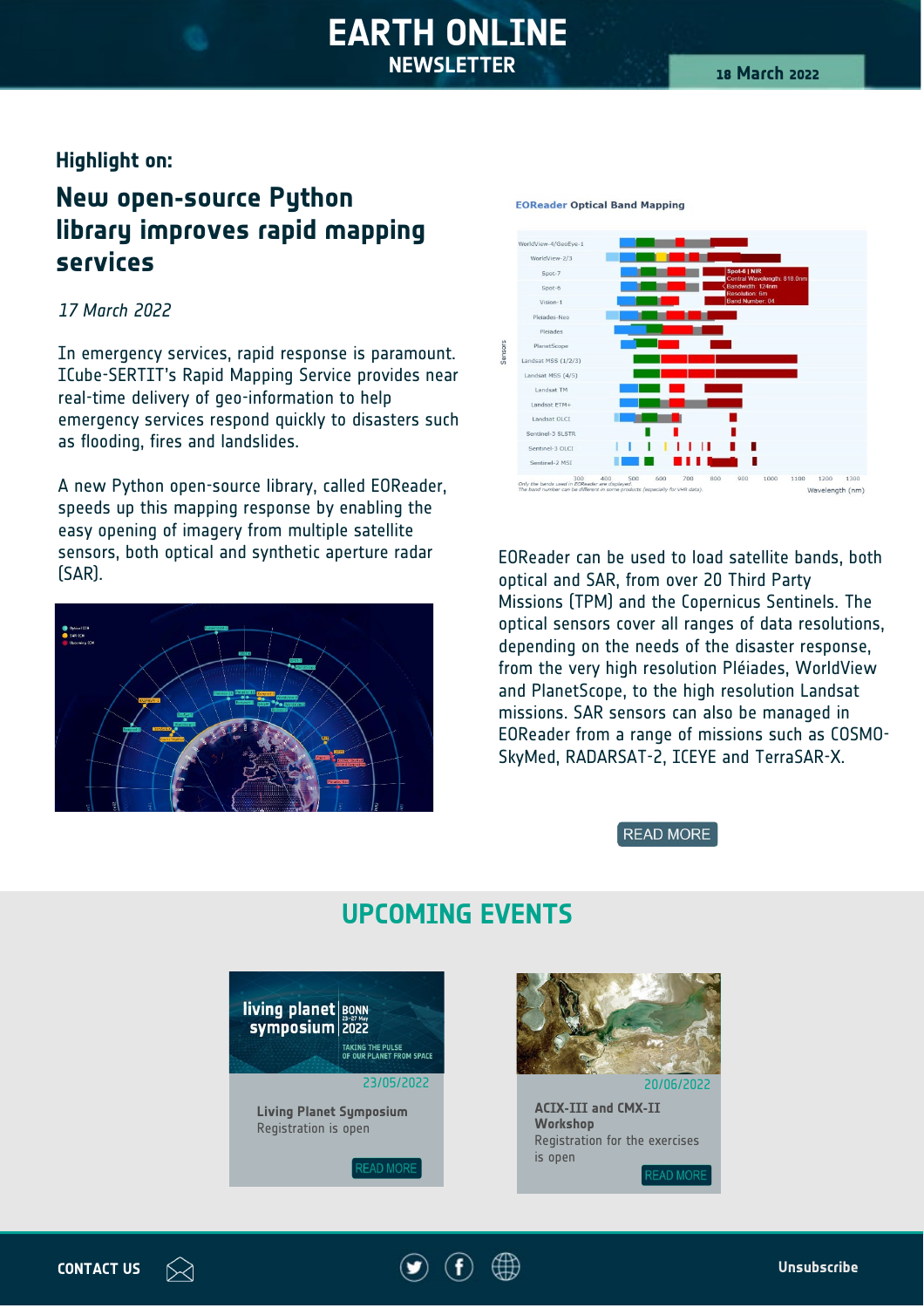# EARTH ONLINE
## NEWSLETTER

18 March 2022

### Highlight on:

## New open-source Python library improves rapid mapping services

*17 March 2022*

In emergency services, rapid response is paramount. ICube-SERTIT's Rapid Mapping Service provides near real-time delivery of geo-information to help emergency services respond quickly to disasters such as flooding, fires and landslides.

A new Python open-source library, called EOReader, speeds up this mapping response by enabling the easy opening of imagery from multiple satellite sensors, both optical and synthetic aperture radar (SAR).

EOReader can be used to load satellite bands, both optical and SAR, from over 20 Third Party Missions (TPM) and the Copernicus Sentinels. The optical sensors cover all ranges of data resolutions, depending on the needs of the disaster response, from the very high resolution Pléiades, WorldView and PlanetScope, to the high resolution Landsat missions. SAR sensors can also be managed in EOReader from a range of missions such as COSMO-SkyMed, RADARSAT-2, ICEYE and TerraSAR-X.

READ MORE

## UPCOMING EVENTS

23/05/2022

**Living Planet Symposium**
Registration is open

READ MORE

20/06/2022

**ACIX-III and CMX-II Workshop**
Registration for the exercises is open

READ MORE

CONTACT US

Unsubscribe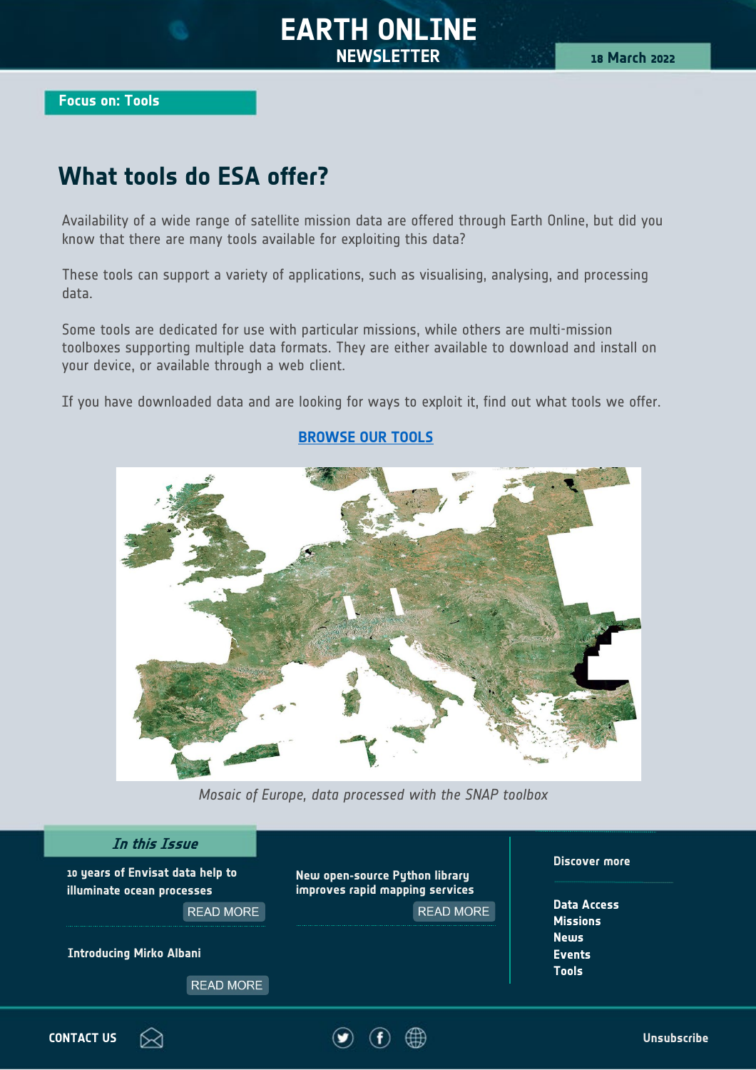# EARTH ONLINE
## NEWSLETTER

18 March 2022

**Focus on: Tools**

## What tools do ESA offer?

Availability of a wide range of satellite mission data are offered through Earth Online, but did you know that there are many tools available for exploiting this data?

These tools can support a variety of applications, such as visualising, analysing, and processing data.

Some tools are dedicated for use with particular missions, while others are multi-mission toolboxes supporting multiple data formats. They are either available to download and install on your device, or available through a web client.

If you have downloaded data and are looking for ways to exploit it, find out what tools we offer.

**BROWSE OUR TOOLS**

*Mosaic of Europe, data processed with the SNAP toolbox*

### *In this Issue*

**10 years of Envisat data help to illuminate ocean processes**

READ MORE

**New open-source Python library improves rapid mapping services**

READ MORE

**Introducing Mirko Albani**

READ MORE

**Discover more**

- Data Access
- Missions
- News
- Events
- Tools

CONTACT US

Unsubscribe